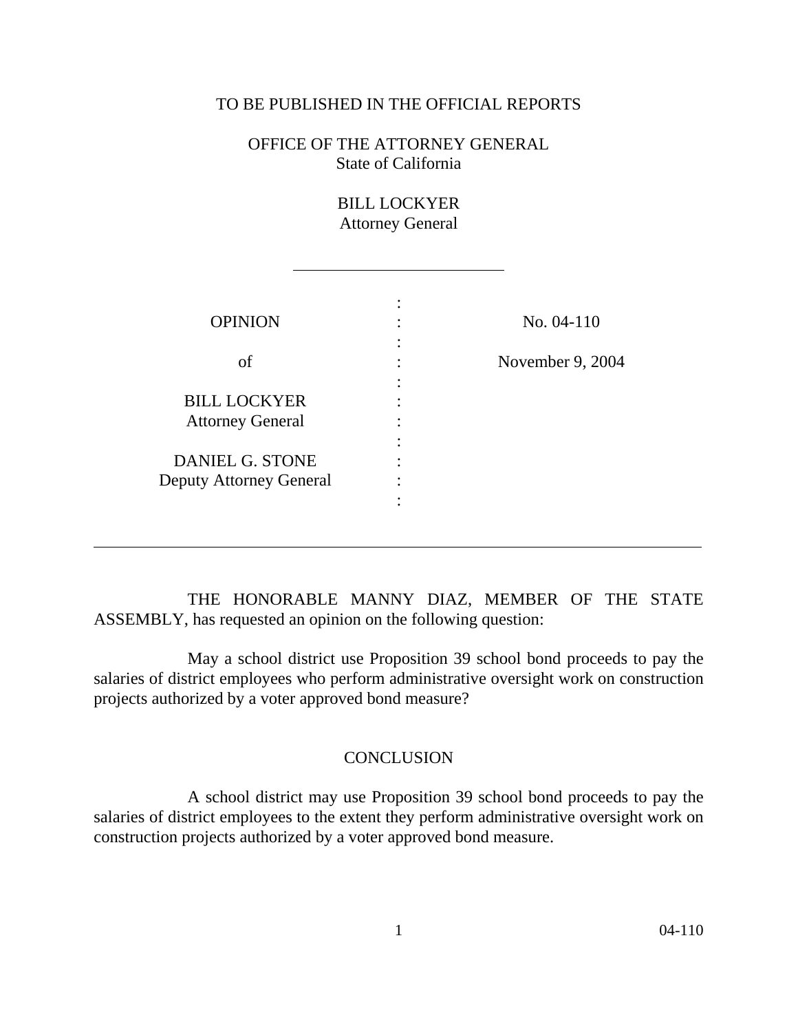TO BE PUBLISHED IN THE OFFICIAL REPORTS

OFFICE OF THE ATTORNEY GENERAL
State of California

BILL LOCKYER
Attorney General

---

| | | |
|---|---|---|
| OPINION | : | No. 04-110 |
| of | : | November 9, 2004 |
| BILL LOCKYER<br>Attorney General | : | |
| DANIEL G. STONE<br>Deputy Attorney General | : | |

---

THE HONORABLE MANNY DIAZ, MEMBER OF THE STATE ASSEMBLY, has requested an opinion on the following question:

May a school district use Proposition 39 school bond proceeds to pay the salaries of district employees who perform administrative oversight work on construction projects authorized by a voter approved bond measure?

## CONCLUSION

A school district may use Proposition 39 school bond proceeds to pay the salaries of district employees to the extent they perform administrative oversight work on construction projects authorized by a voter approved bond measure.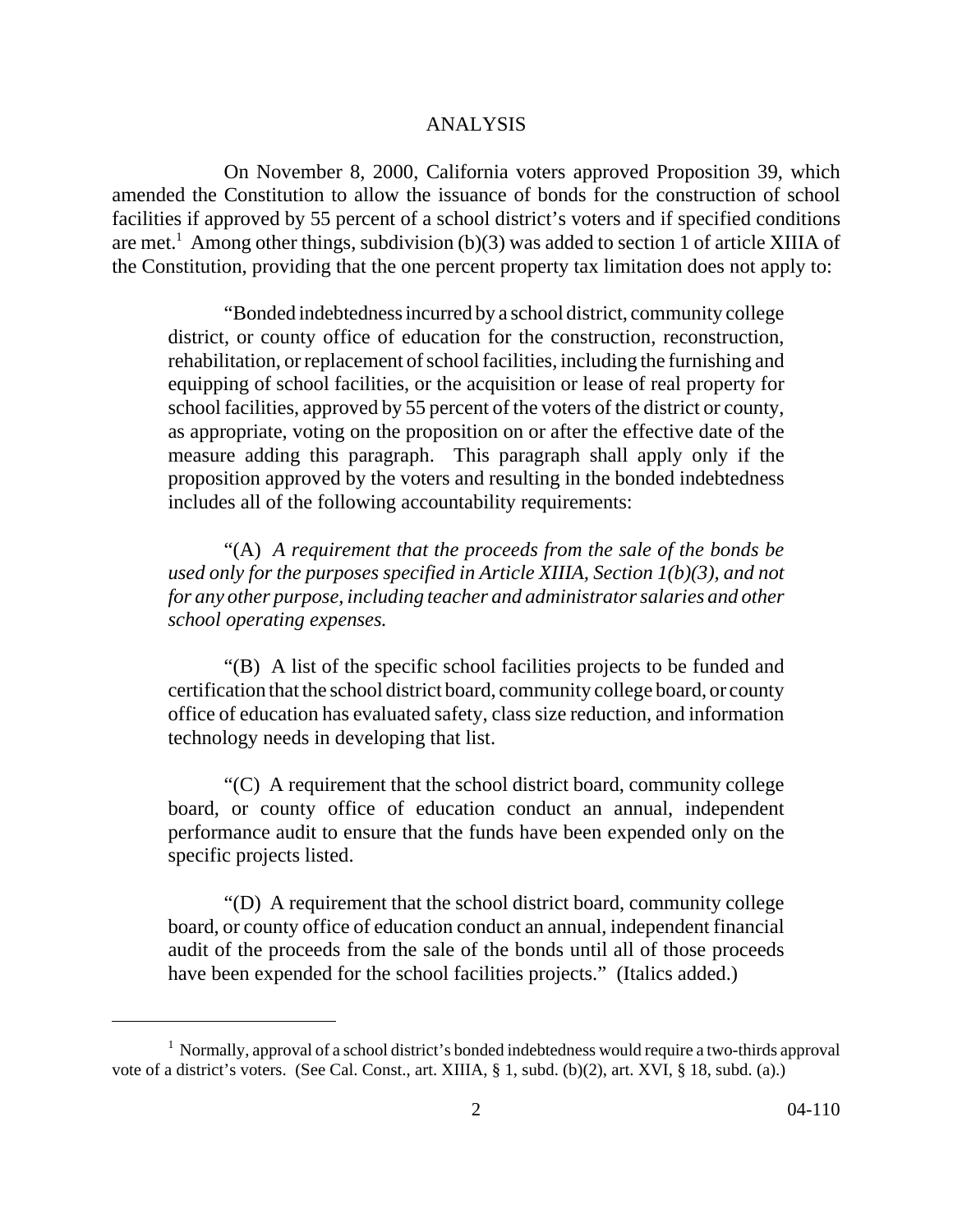## ANALYSIS

On November 8, 2000, California voters approved Proposition 39, which amended the Constitution to allow the issuance of bonds for the construction of school facilities if approved by 55 percent of a school district's voters and if specified conditions are met.[1] Among other things, subdivision (b)(3) was added to section 1 of article XIIIA of the Constitution, providing that the one percent property tax limitation does not apply to:

> "Bonded indebtedness incurred by a school district, community college district, or county office of education for the construction, reconstruction, rehabilitation, or replacement of school facilities, including the furnishing and equipping of school facilities, or the acquisition or lease of real property for school facilities, approved by 55 percent of the voters of the district or county, as appropriate, voting on the proposition on or after the effective date of the measure adding this paragraph. This paragraph shall apply only if the proposition approved by the voters and resulting in the bonded indebtedness includes all of the following accountability requirements:
>
> "(A) *A requirement that the proceeds from the sale of the bonds be used only for the purposes specified in Article XIIIA, Section 1(b)(3), and not for any other purpose, including teacher and administrator salaries and other school operating expenses.*
>
> "(B) A list of the specific school facilities projects to be funded and certification that the school district board, community college board, or county office of education has evaluated safety, class size reduction, and information technology needs in developing that list.
>
> "(C) A requirement that the school district board, community college board, or county office of education conduct an annual, independent performance audit to ensure that the funds have been expended only on the specific projects listed.
>
> "(D) A requirement that the school district board, community college board, or county office of education conduct an annual, independent financial audit of the proceeds from the sale of the bonds until all of those proceeds have been expended for the school facilities projects." (Italics added.)

---

[1] Normally, approval of a school district's bonded indebtedness would require a two-thirds approval vote of a district's voters. (See Cal. Const., art. XIIIA, § 1, subd. (b)(2), art. XVI, § 18, subd. (a).)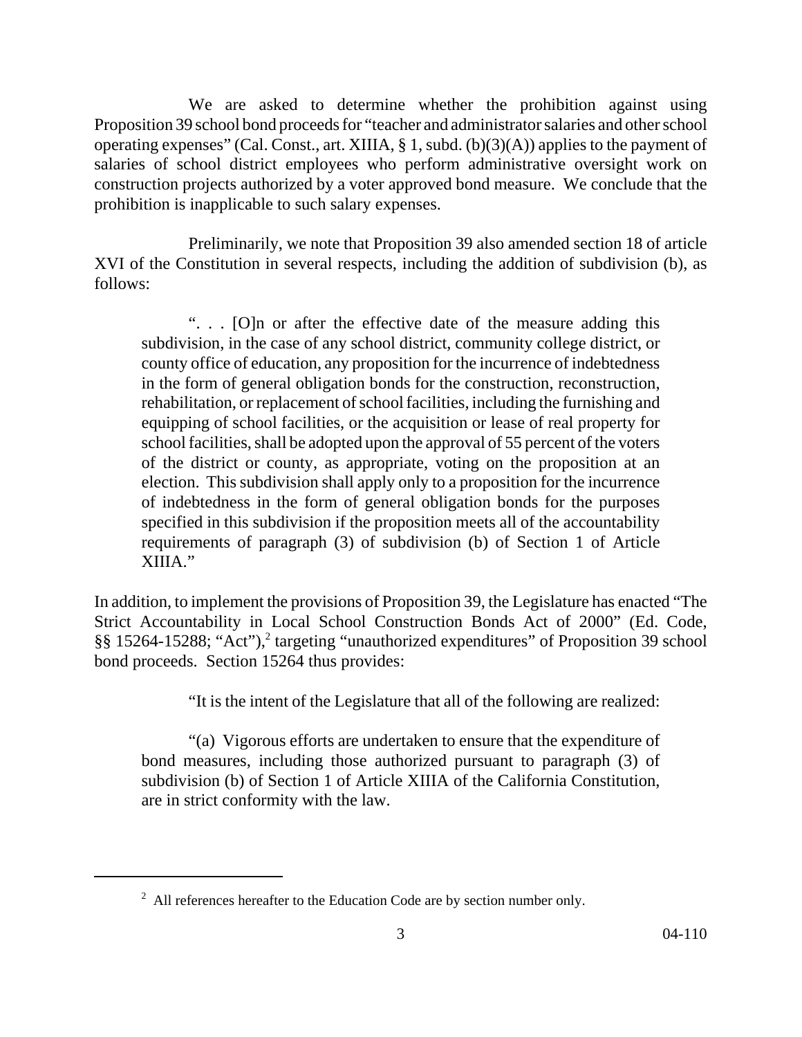We are asked to determine whether the prohibition against using Proposition 39 school bond proceeds for "teacher and administrator salaries and other school operating expenses" (Cal. Const., art. XIIIA, § 1, subd. (b)(3)(A)) applies to the payment of salaries of school district employees who perform administrative oversight work on construction projects authorized by a voter approved bond measure. We conclude that the prohibition is inapplicable to such salary expenses.

Preliminarily, we note that Proposition 39 also amended section 18 of article XVI of the Constitution in several respects, including the addition of subdivision (b), as follows:

> ". . . [O]n or after the effective date of the measure adding this subdivision, in the case of any school district, community college district, or county office of education, any proposition for the incurrence of indebtedness in the form of general obligation bonds for the construction, reconstruction, rehabilitation, or replacement of school facilities, including the furnishing and equipping of school facilities, or the acquisition or lease of real property for school facilities, shall be adopted upon the approval of 55 percent of the voters of the district or county, as appropriate, voting on the proposition at an election. This subdivision shall apply only to a proposition for the incurrence of indebtedness in the form of general obligation bonds for the purposes specified in this subdivision if the proposition meets all of the accountability requirements of paragraph (3) of subdivision (b) of Section 1 of Article XIIIA."

In addition, to implement the provisions of Proposition 39, the Legislature has enacted "The Strict Accountability in Local School Construction Bonds Act of 2000" (Ed. Code, §§ 15264-15288; "Act"),[2] targeting "unauthorized expenditures" of Proposition 39 school bond proceeds. Section 15264 thus provides:

> "It is the intent of the Legislature that all of the following are realized:
>
> "(a) Vigorous efforts are undertaken to ensure that the expenditure of bond measures, including those authorized pursuant to paragraph (3) of subdivision (b) of Section 1 of Article XIIIA of the California Constitution, are in strict conformity with the law.

[2] All references hereafter to the Education Code are by section number only.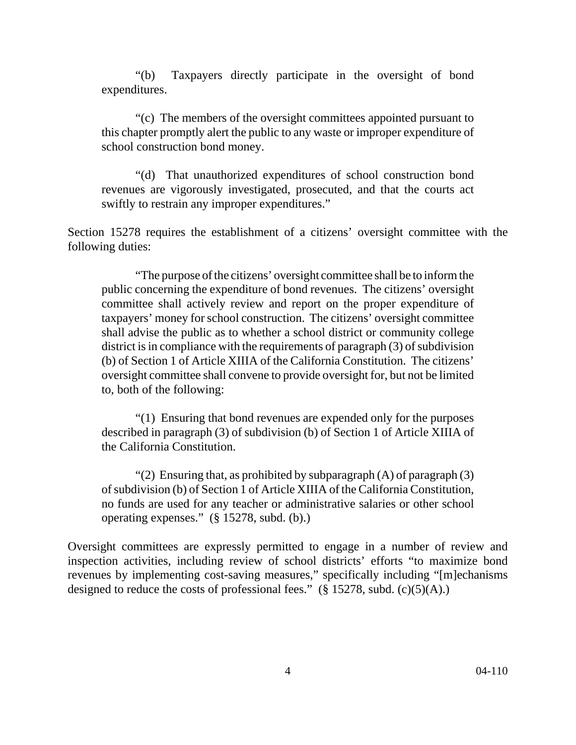"(b) Taxpayers directly participate in the oversight of bond expenditures.

"(c) The members of the oversight committees appointed pursuant to this chapter promptly alert the public to any waste or improper expenditure of school construction bond money.

"(d) That unauthorized expenditures of school construction bond revenues are vigorously investigated, prosecuted, and that the courts act swiftly to restrain any improper expenditures."

Section 15278 requires the establishment of a citizens' oversight committee with the following duties:

> "The purpose of the citizens' oversight committee shall be to inform the public concerning the expenditure of bond revenues. The citizens' oversight committee shall actively review and report on the proper expenditure of taxpayers' money for school construction. The citizens' oversight committee shall advise the public as to whether a school district or community college district is in compliance with the requirements of paragraph (3) of subdivision (b) of Section 1 of Article XIIIA of the California Constitution. The citizens' oversight committee shall convene to provide oversight for, but not be limited to, both of the following:
>
> "(1) Ensuring that bond revenues are expended only for the purposes described in paragraph (3) of subdivision (b) of Section 1 of Article XIIIA of the California Constitution.
>
> "(2) Ensuring that, as prohibited by subparagraph (A) of paragraph (3) of subdivision (b) of Section 1 of Article XIIIA of the California Constitution, no funds are used for any teacher or administrative salaries or other school operating expenses." (§ 15278, subd. (b).)

Oversight committees are expressly permitted to engage in a number of review and inspection activities, including review of school districts' efforts "to maximize bond revenues by implementing cost-saving measures," specifically including "[m]echanisms designed to reduce the costs of professional fees." (§ 15278, subd. (c)(5)(A).)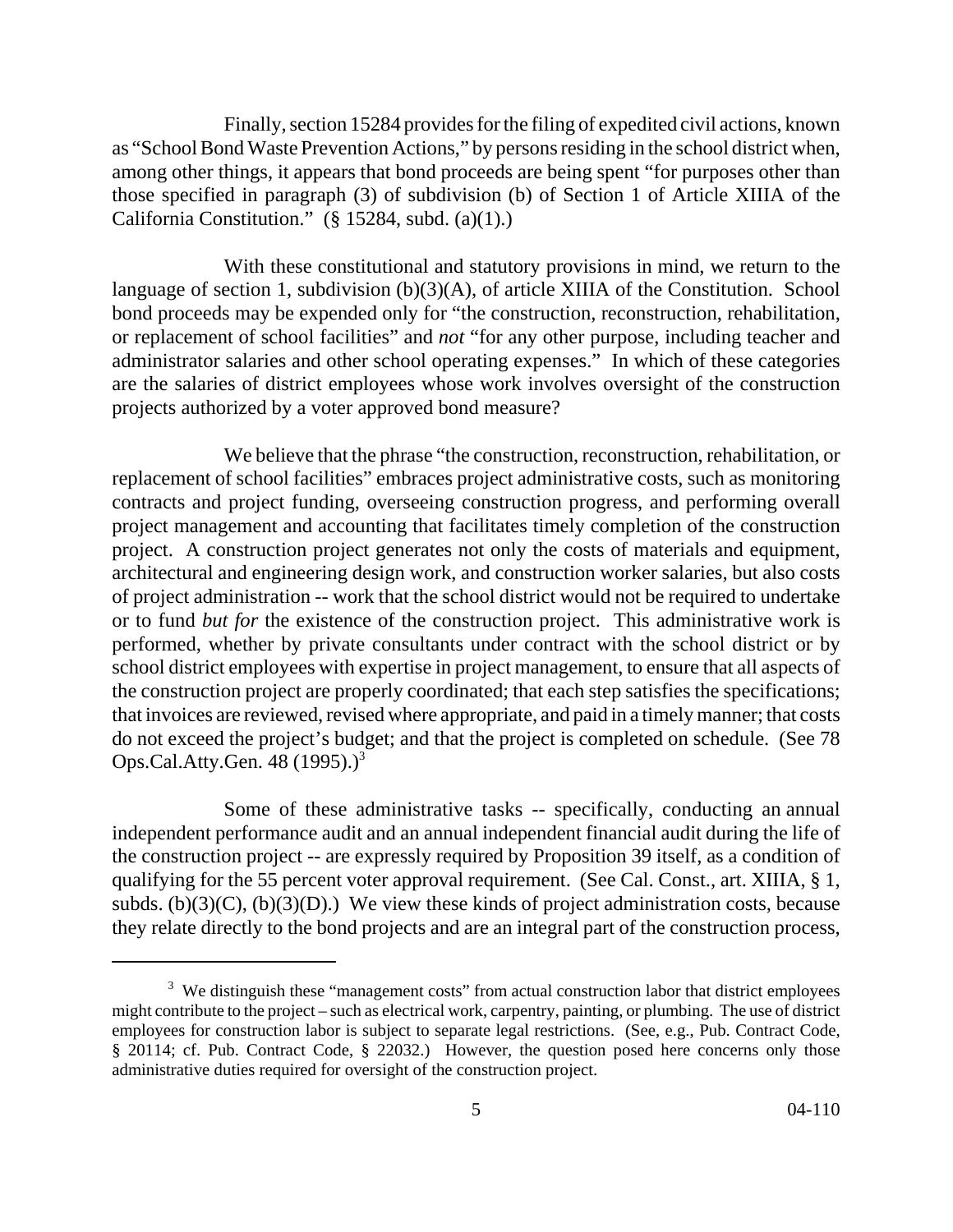Finally, section 15284 provides for the filing of expedited civil actions, known as "School Bond Waste Prevention Actions," by persons residing in the school district when, among other things, it appears that bond proceeds are being spent "for purposes other than those specified in paragraph (3) of subdivision (b) of Section 1 of Article XIIIA of the California Constitution." (§ 15284, subd. (a)(1).)

With these constitutional and statutory provisions in mind, we return to the language of section 1, subdivision (b)(3)(A), of article XIIIA of the Constitution. School bond proceeds may be expended only for "the construction, reconstruction, rehabilitation, or replacement of school facilities" and *not* "for any other purpose, including teacher and administrator salaries and other school operating expenses." In which of these categories are the salaries of district employees whose work involves oversight of the construction projects authorized by a voter approved bond measure?

We believe that the phrase "the construction, reconstruction, rehabilitation, or replacement of school facilities" embraces project administrative costs, such as monitoring contracts and project funding, overseeing construction progress, and performing overall project management and accounting that facilitates timely completion of the construction project. A construction project generates not only the costs of materials and equipment, architectural and engineering design work, and construction worker salaries, but also costs of project administration -- work that the school district would not be required to undertake or to fund *but for* the existence of the construction project. This administrative work is performed, whether by private consultants under contract with the school district or by school district employees with expertise in project management, to ensure that all aspects of the construction project are properly coordinated; that each step satisfies the specifications; that invoices are reviewed, revised where appropriate, and paid in a timely manner; that costs do not exceed the project's budget; and that the project is completed on schedule. (See 78 Ops.Cal.Atty.Gen. 48 (1995).)[3]

Some of these administrative tasks -- specifically, conducting an annual independent performance audit and an annual independent financial audit during the life of the construction project -- are expressly required by Proposition 39 itself, as a condition of qualifying for the 55 percent voter approval requirement. (See Cal. Const., art. XIIIA, § 1, subds. (b)(3)(C), (b)(3)(D).) We view these kinds of project administration costs, because they relate directly to the bond projects and are an integral part of the construction process,

---

[3] We distinguish these "management costs" from actual construction labor that district employees might contribute to the project – such as electrical work, carpentry, painting, or plumbing. The use of district employees for construction labor is subject to separate legal restrictions. (See, e.g., Pub. Contract Code, § 20114; cf. Pub. Contract Code, § 22032.) However, the question posed here concerns only those administrative duties required for oversight of the construction project.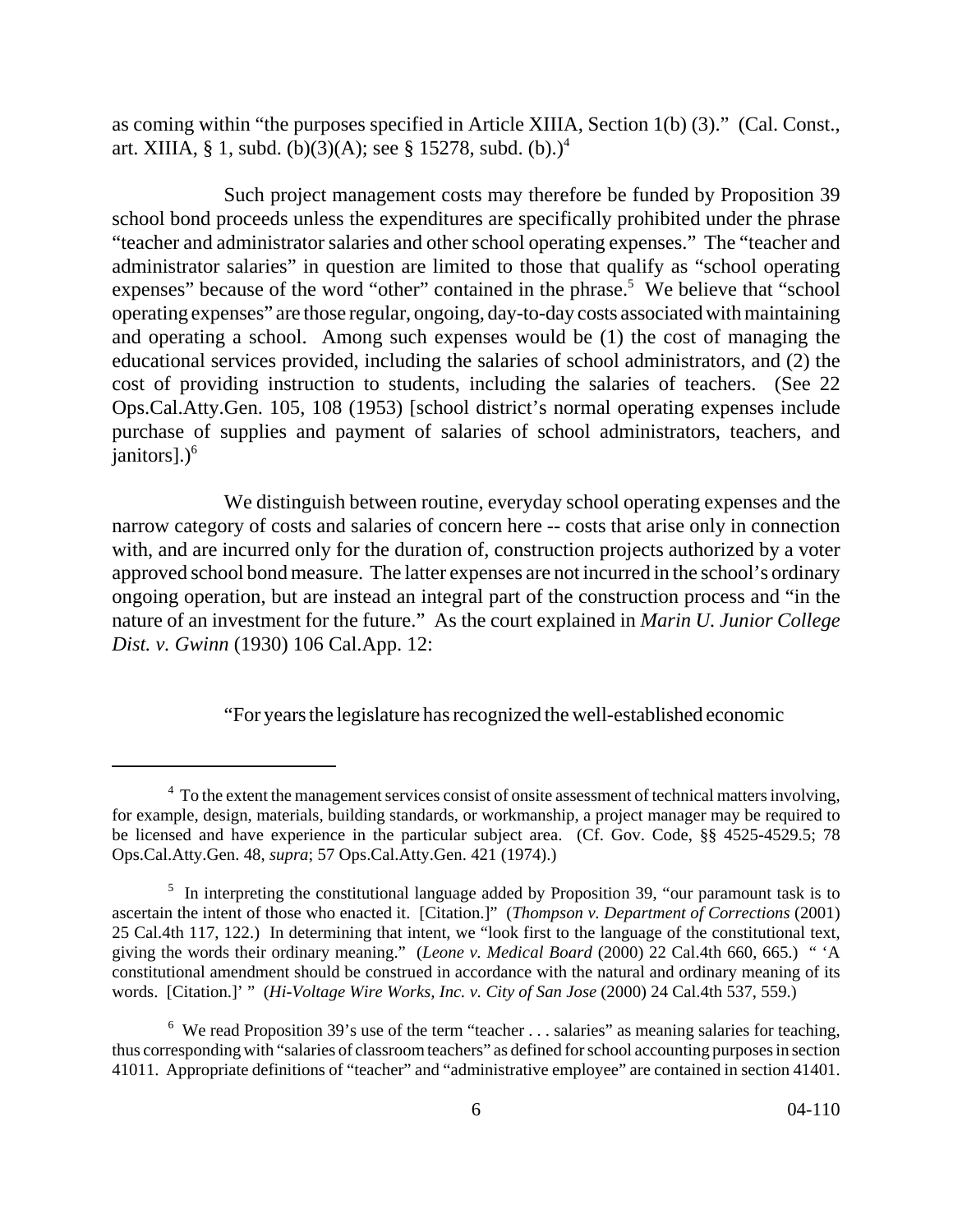as coming within "the purposes specified in Article XIIIA, Section 1(b) (3)." (Cal. Const., art. XIIIA, § 1, subd. (b)(3)(A); see § 15278, subd. (b).)[4]

Such project management costs may therefore be funded by Proposition 39 school bond proceeds unless the expenditures are specifically prohibited under the phrase "teacher and administrator salaries and other school operating expenses." The "teacher and administrator salaries" in question are limited to those that qualify as "school operating expenses" because of the word "other" contained in the phrase.[5] We believe that "school operating expenses" are those regular, ongoing, day-to-day costs associated with maintaining and operating a school. Among such expenses would be (1) the cost of managing the educational services provided, including the salaries of school administrators, and (2) the cost of providing instruction to students, including the salaries of teachers. (See 22 Ops.Cal.Atty.Gen. 105, 108 (1953) [school district's normal operating expenses include purchase of supplies and payment of salaries of school administrators, teachers, and janitors].)[6]

We distinguish between routine, everyday school operating expenses and the narrow category of costs and salaries of concern here -- costs that arise only in connection with, and are incurred only for the duration of, construction projects authorized by a voter approved school bond measure. The latter expenses are not incurred in the school's ordinary ongoing operation, but are instead an integral part of the construction process and "in the nature of an investment for the future." As the court explained in *Marin U. Junior College Dist. v. Gwinn* (1930) 106 Cal.App. 12:

> "For years the legislature has recognized the well-established economic

---

[4] To the extent the management services consist of onsite assessment of technical matters involving, for example, design, materials, building standards, or workmanship, a project manager may be required to be licensed and have experience in the particular subject area. (Cf. Gov. Code, §§ 4525-4529.5; 78 Ops.Cal.Atty.Gen. 48, *supra*; 57 Ops.Cal.Atty.Gen. 421 (1974).)

[5] In interpreting the constitutional language added by Proposition 39, "our paramount task is to ascertain the intent of those who enacted it. [Citation.]" (*Thompson v. Department of Corrections* (2001) 25 Cal.4th 117, 122.) In determining that intent, we "look first to the language of the constitutional text, giving the words their ordinary meaning." (*Leone v. Medical Board* (2000) 22 Cal.4th 660, 665.) " 'A constitutional amendment should be construed in accordance with the natural and ordinary meaning of its words. [Citation.]' " (*Hi-Voltage Wire Works, Inc. v. City of San Jose* (2000) 24 Cal.4th 537, 559.)

[6] We read Proposition 39's use of the term "teacher . . . salaries" as meaning salaries for teaching, thus corresponding with "salaries of classroom teachers" as defined for school accounting purposes in section 41011. Appropriate definitions of "teacher" and "administrative employee" are contained in section 41401.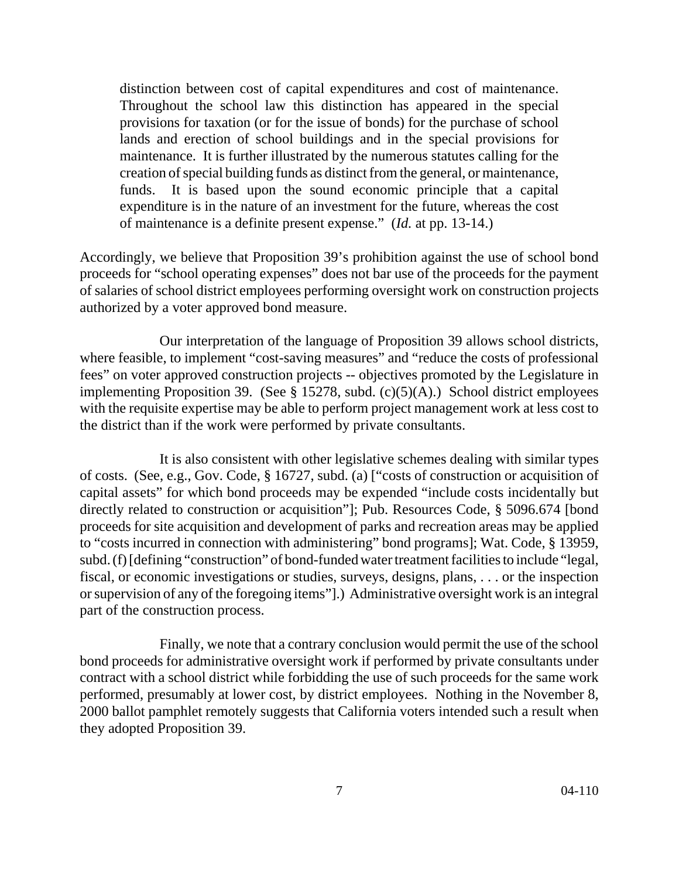> distinction between cost of capital expenditures and cost of maintenance. Throughout the school law this distinction has appeared in the special provisions for taxation (or for the issue of bonds) for the purchase of school lands and erection of school buildings and in the special provisions for maintenance. It is further illustrated by the numerous statutes calling for the creation of special building funds as distinct from the general, or maintenance, funds. It is based upon the sound economic principle that a capital expenditure is in the nature of an investment for the future, whereas the cost of maintenance is a definite present expense." (*Id.* at pp. 13-14.)

Accordingly, we believe that Proposition 39's prohibition against the use of school bond proceeds for "school operating expenses" does not bar use of the proceeds for the payment of salaries of school district employees performing oversight work on construction projects authorized by a voter approved bond measure.

Our interpretation of the language of Proposition 39 allows school districts, where feasible, to implement "cost-saving measures" and "reduce the costs of professional fees" on voter approved construction projects -- objectives promoted by the Legislature in implementing Proposition 39. (See § 15278, subd. (c)(5)(A).) School district employees with the requisite expertise may be able to perform project management work at less cost to the district than if the work were performed by private consultants.

It is also consistent with other legislative schemes dealing with similar types of costs. (See, e.g., Gov. Code, § 16727, subd. (a) ["costs of construction or acquisition of capital assets" for which bond proceeds may be expended "include costs incidentally but directly related to construction or acquisition"]; Pub. Resources Code, § 5096.674 [bond proceeds for site acquisition and development of parks and recreation areas may be applied to "costs incurred in connection with administering" bond programs]; Wat. Code, § 13959, subd. (f) [defining "construction" of bond-funded water treatment facilities to include "legal, fiscal, or economic investigations or studies, surveys, designs, plans, . . . or the inspection or supervision of any of the foregoing items"].) Administrative oversight work is an integral part of the construction process.

Finally, we note that a contrary conclusion would permit the use of the school bond proceeds for administrative oversight work if performed by private consultants under contract with a school district while forbidding the use of such proceeds for the same work performed, presumably at lower cost, by district employees. Nothing in the November 8, 2000 ballot pamphlet remotely suggests that California voters intended such a result when they adopted Proposition 39.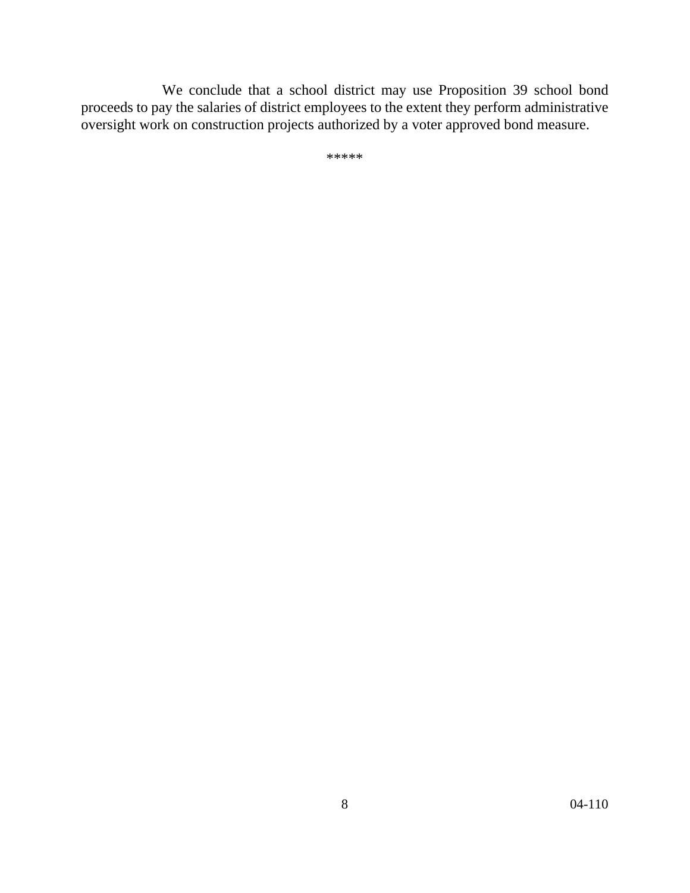We conclude that a school district may use Proposition 39 school bond proceeds to pay the salaries of district employees to the extent they perform administrative oversight work on construction projects authorized by a voter approved bond measure.

*****